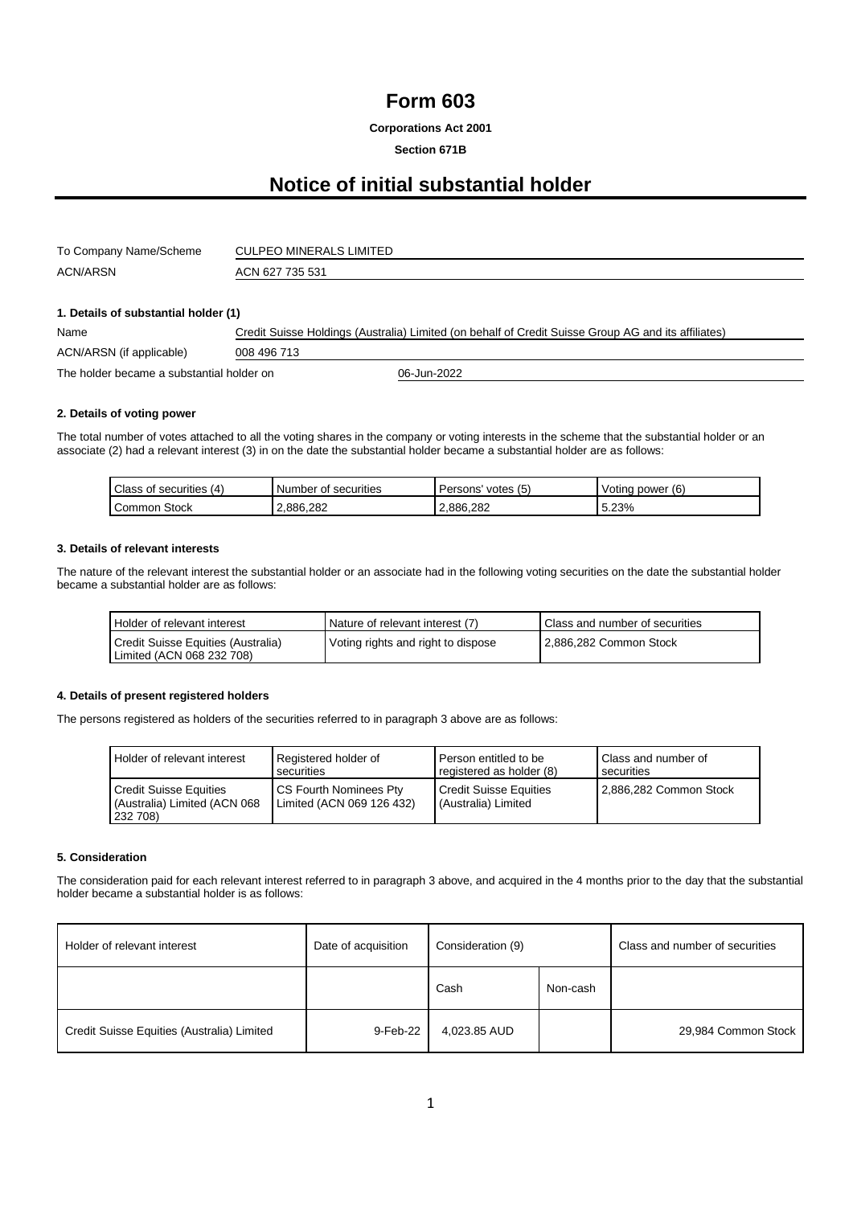# Form 603

**Corporations Act 2001**

**Section 671B**

## Notice of initial substantial holder

| To Company Name/Scheme | CULPEO MINERALS LIMITED |
|---|---|
| ACN/ARSN | ACN 627 735 531 |

### 1. Details of substantial holder (1)

| Name | Credit Suisse Holdings (Australia) Limited (on behalf of Credit Suisse Group AG and its affiliates) |
|---|---|
| ACN/ARSN (if applicable) | 008 496 713 |
| The holder became a substantial holder on | 06-Jun-2022 |

### 2. Details of voting power

The total number of votes attached to all the voting shares in the company or voting interests in the scheme that the substantial holder or an associate (2) had a relevant interest (3) in on the date the substantial holder became a substantial holder are as follows:

| Class of securities (4) | Number of securities | Persons' votes (5) | Voting power (6) |
|---|---|---|---|
| Common Stock | 2,886,282 | 2,886,282 | 5.23% |

### 3. Details of relevant interests

The nature of the relevant interest the substantial holder or an associate had in the following voting securities on the date the substantial holder became a substantial holder are as follows:

| Holder of relevant interest | Nature of relevant interest (7) | Class and number of securities |
|---|---|---|
| Credit Suisse Equities (Australia) Limited (ACN 068 232 708) | Voting rights and right to dispose | 2,886,282 Common Stock |

### 4. Details of present registered holders

The persons registered as holders of the securities referred to in paragraph 3 above are as follows:

| Holder of relevant interest | Registered holder of securities | Person entitled to be registered as holder (8) | Class and number of securities |
|---|---|---|---|
| Credit Suisse Equities (Australia) Limited (ACN 068 232 708) | CS Fourth Nominees Pty Limited (ACN 069 126 432) | Credit Suisse Equities (Australia) Limited | 2,886,282 Common Stock |

### 5. Consideration

The consideration paid for each relevant interest referred to in paragraph 3 above, and acquired in the 4 months prior to the day that the substantial holder became a substantial holder is as follows:

| Holder of relevant interest | Date of acquisition | Consideration (9) | | Class and number of securities |
|---|---|---|---|---|
| | | Cash | Non-cash | |
| Credit Suisse Equities (Australia) Limited | 9-Feb-22 | 4,023.85 AUD | | 29,984 Common Stock |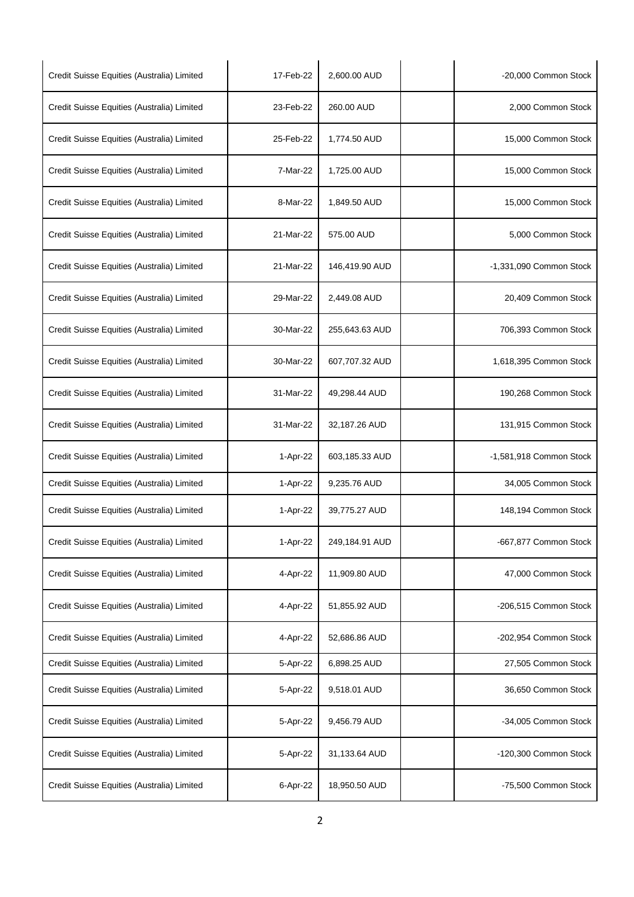| | | | | |
|---|---|---|---|---|
| Credit Suisse Equities (Australia) Limited | 17-Feb-22 | 2,600.00 AUD | | -20,000 Common Stock |
| Credit Suisse Equities (Australia) Limited | 23-Feb-22 | 260.00 AUD | | 2,000 Common Stock |
| Credit Suisse Equities (Australia) Limited | 25-Feb-22 | 1,774.50 AUD | | 15,000 Common Stock |
| Credit Suisse Equities (Australia) Limited | 7-Mar-22 | 1,725.00 AUD | | 15,000 Common Stock |
| Credit Suisse Equities (Australia) Limited | 8-Mar-22 | 1,849.50 AUD | | 15,000 Common Stock |
| Credit Suisse Equities (Australia) Limited | 21-Mar-22 | 575.00 AUD | | 5,000 Common Stock |
| Credit Suisse Equities (Australia) Limited | 21-Mar-22 | 146,419.90 AUD | | -1,331,090 Common Stock |
| Credit Suisse Equities (Australia) Limited | 29-Mar-22 | 2,449.08 AUD | | 20,409 Common Stock |
| Credit Suisse Equities (Australia) Limited | 30-Mar-22 | 255,643.63 AUD | | 706,393 Common Stock |
| Credit Suisse Equities (Australia) Limited | 30-Mar-22 | 607,707.32 AUD | | 1,618,395 Common Stock |
| Credit Suisse Equities (Australia) Limited | 31-Mar-22 | 49,298.44 AUD | | 190,268 Common Stock |
| Credit Suisse Equities (Australia) Limited | 31-Mar-22 | 32,187.26 AUD | | 131,915 Common Stock |
| Credit Suisse Equities (Australia) Limited | 1-Apr-22 | 603,185.33 AUD | | -1,581,918 Common Stock |
| Credit Suisse Equities (Australia) Limited | 1-Apr-22 | 9,235.76 AUD | | 34,005 Common Stock |
| Credit Suisse Equities (Australia) Limited | 1-Apr-22 | 39,775.27 AUD | | 148,194 Common Stock |
| Credit Suisse Equities (Australia) Limited | 1-Apr-22 | 249,184.91 AUD | | -667,877 Common Stock |
| Credit Suisse Equities (Australia) Limited | 4-Apr-22 | 11,909.80 AUD | | 47,000 Common Stock |
| Credit Suisse Equities (Australia) Limited | 4-Apr-22 | 51,855.92 AUD | | -206,515 Common Stock |
| Credit Suisse Equities (Australia) Limited | 4-Apr-22 | 52,686.86 AUD | | -202,954 Common Stock |
| Credit Suisse Equities (Australia) Limited | 5-Apr-22 | 6,898.25 AUD | | 27,505 Common Stock |
| Credit Suisse Equities (Australia) Limited | 5-Apr-22 | 9,518.01 AUD | | 36,650 Common Stock |
| Credit Suisse Equities (Australia) Limited | 5-Apr-22 | 9,456.79 AUD | | -34,005 Common Stock |
| Credit Suisse Equities (Australia) Limited | 5-Apr-22 | 31,133.64 AUD | | -120,300 Common Stock |
| Credit Suisse Equities (Australia) Limited | 6-Apr-22 | 18,950.50 AUD | | -75,500 Common Stock |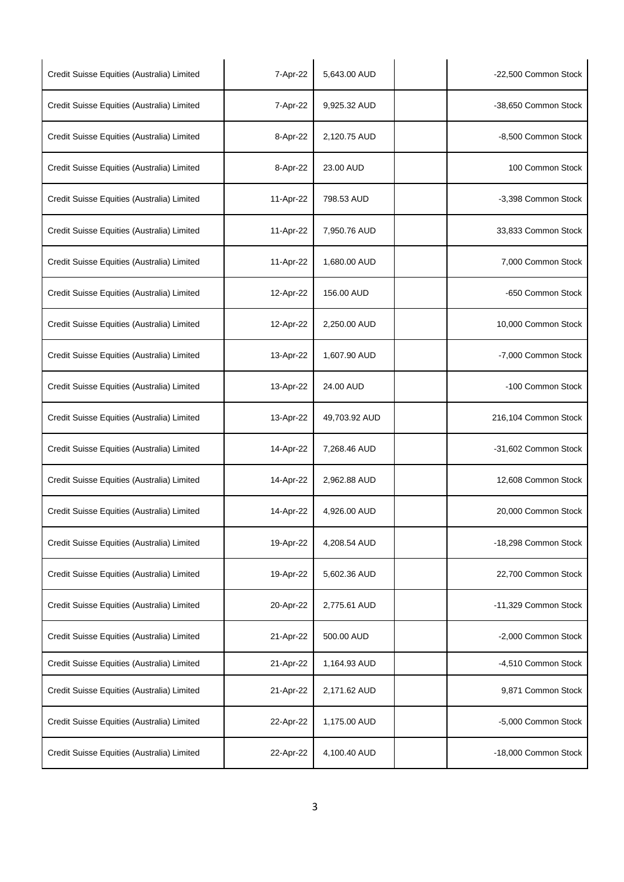| | | | | |
|---|---|---|---|---|
| Credit Suisse Equities (Australia) Limited | 7-Apr-22 | 5,643.00 AUD | | -22,500 Common Stock |
| Credit Suisse Equities (Australia) Limited | 7-Apr-22 | 9,925.32 AUD | | -38,650 Common Stock |
| Credit Suisse Equities (Australia) Limited | 8-Apr-22 | 2,120.75 AUD | | -8,500 Common Stock |
| Credit Suisse Equities (Australia) Limited | 8-Apr-22 | 23.00 AUD | | 100 Common Stock |
| Credit Suisse Equities (Australia) Limited | 11-Apr-22 | 798.53 AUD | | -3,398 Common Stock |
| Credit Suisse Equities (Australia) Limited | 11-Apr-22 | 7,950.76 AUD | | 33,833 Common Stock |
| Credit Suisse Equities (Australia) Limited | 11-Apr-22 | 1,680.00 AUD | | 7,000 Common Stock |
| Credit Suisse Equities (Australia) Limited | 12-Apr-22 | 156.00 AUD | | -650 Common Stock |
| Credit Suisse Equities (Australia) Limited | 12-Apr-22 | 2,250.00 AUD | | 10,000 Common Stock |
| Credit Suisse Equities (Australia) Limited | 13-Apr-22 | 1,607.90 AUD | | -7,000 Common Stock |
| Credit Suisse Equities (Australia) Limited | 13-Apr-22 | 24.00 AUD | | -100 Common Stock |
| Credit Suisse Equities (Australia) Limited | 13-Apr-22 | 49,703.92 AUD | | 216,104 Common Stock |
| Credit Suisse Equities (Australia) Limited | 14-Apr-22 | 7,268.46 AUD | | -31,602 Common Stock |
| Credit Suisse Equities (Australia) Limited | 14-Apr-22 | 2,962.88 AUD | | 12,608 Common Stock |
| Credit Suisse Equities (Australia) Limited | 14-Apr-22 | 4,926.00 AUD | | 20,000 Common Stock |
| Credit Suisse Equities (Australia) Limited | 19-Apr-22 | 4,208.54 AUD | | -18,298 Common Stock |
| Credit Suisse Equities (Australia) Limited | 19-Apr-22 | 5,602.36 AUD | | 22,700 Common Stock |
| Credit Suisse Equities (Australia) Limited | 20-Apr-22 | 2,775.61 AUD | | -11,329 Common Stock |
| Credit Suisse Equities (Australia) Limited | 21-Apr-22 | 500.00 AUD | | -2,000 Common Stock |
| Credit Suisse Equities (Australia) Limited | 21-Apr-22 | 1,164.93 AUD | | -4,510 Common Stock |
| Credit Suisse Equities (Australia) Limited | 21-Apr-22 | 2,171.62 AUD | | 9,871 Common Stock |
| Credit Suisse Equities (Australia) Limited | 22-Apr-22 | 1,175.00 AUD | | -5,000 Common Stock |
| Credit Suisse Equities (Australia) Limited | 22-Apr-22 | 4,100.40 AUD | | -18,000 Common Stock |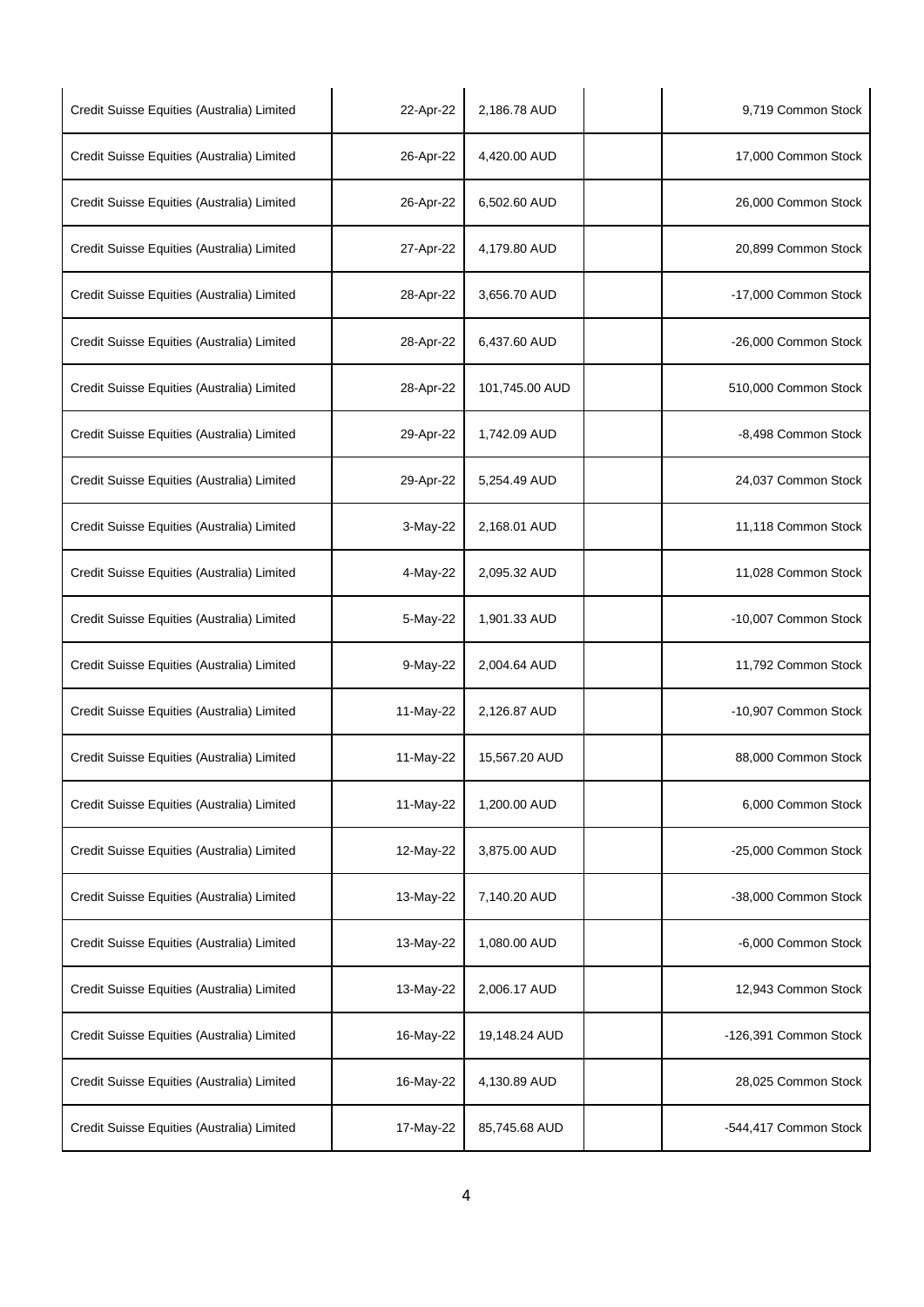| | | | | |
|---|---|---|---|---|
| Credit Suisse Equities (Australia) Limited | 22-Apr-22 | 2,186.78 AUD | | 9,719 Common Stock |
| Credit Suisse Equities (Australia) Limited | 26-Apr-22 | 4,420.00 AUD | | 17,000 Common Stock |
| Credit Suisse Equities (Australia) Limited | 26-Apr-22 | 6,502.60 AUD | | 26,000 Common Stock |
| Credit Suisse Equities (Australia) Limited | 27-Apr-22 | 4,179.80 AUD | | 20,899 Common Stock |
| Credit Suisse Equities (Australia) Limited | 28-Apr-22 | 3,656.70 AUD | | -17,000 Common Stock |
| Credit Suisse Equities (Australia) Limited | 28-Apr-22 | 6,437.60 AUD | | -26,000 Common Stock |
| Credit Suisse Equities (Australia) Limited | 28-Apr-22 | 101,745.00 AUD | | 510,000 Common Stock |
| Credit Suisse Equities (Australia) Limited | 29-Apr-22 | 1,742.09 AUD | | -8,498 Common Stock |
| Credit Suisse Equities (Australia) Limited | 29-Apr-22 | 5,254.49 AUD | | 24,037 Common Stock |
| Credit Suisse Equities (Australia) Limited | 3-May-22 | 2,168.01 AUD | | 11,118 Common Stock |
| Credit Suisse Equities (Australia) Limited | 4-May-22 | 2,095.32 AUD | | 11,028 Common Stock |
| Credit Suisse Equities (Australia) Limited | 5-May-22 | 1,901.33 AUD | | -10,007 Common Stock |
| Credit Suisse Equities (Australia) Limited | 9-May-22 | 2,004.64 AUD | | 11,792 Common Stock |
| Credit Suisse Equities (Australia) Limited | 11-May-22 | 2,126.87 AUD | | -10,907 Common Stock |
| Credit Suisse Equities (Australia) Limited | 11-May-22 | 15,567.20 AUD | | 88,000 Common Stock |
| Credit Suisse Equities (Australia) Limited | 11-May-22 | 1,200.00 AUD | | 6,000 Common Stock |
| Credit Suisse Equities (Australia) Limited | 12-May-22 | 3,875.00 AUD | | -25,000 Common Stock |
| Credit Suisse Equities (Australia) Limited | 13-May-22 | 7,140.20 AUD | | -38,000 Common Stock |
| Credit Suisse Equities (Australia) Limited | 13-May-22 | 1,080.00 AUD | | -6,000 Common Stock |
| Credit Suisse Equities (Australia) Limited | 13-May-22 | 2,006.17 AUD | | 12,943 Common Stock |
| Credit Suisse Equities (Australia) Limited | 16-May-22 | 19,148.24 AUD | | -126,391 Common Stock |
| Credit Suisse Equities (Australia) Limited | 16-May-22 | 4,130.89 AUD | | 28,025 Common Stock |
| Credit Suisse Equities (Australia) Limited | 17-May-22 | 85,745.68 AUD | | -544,417 Common Stock |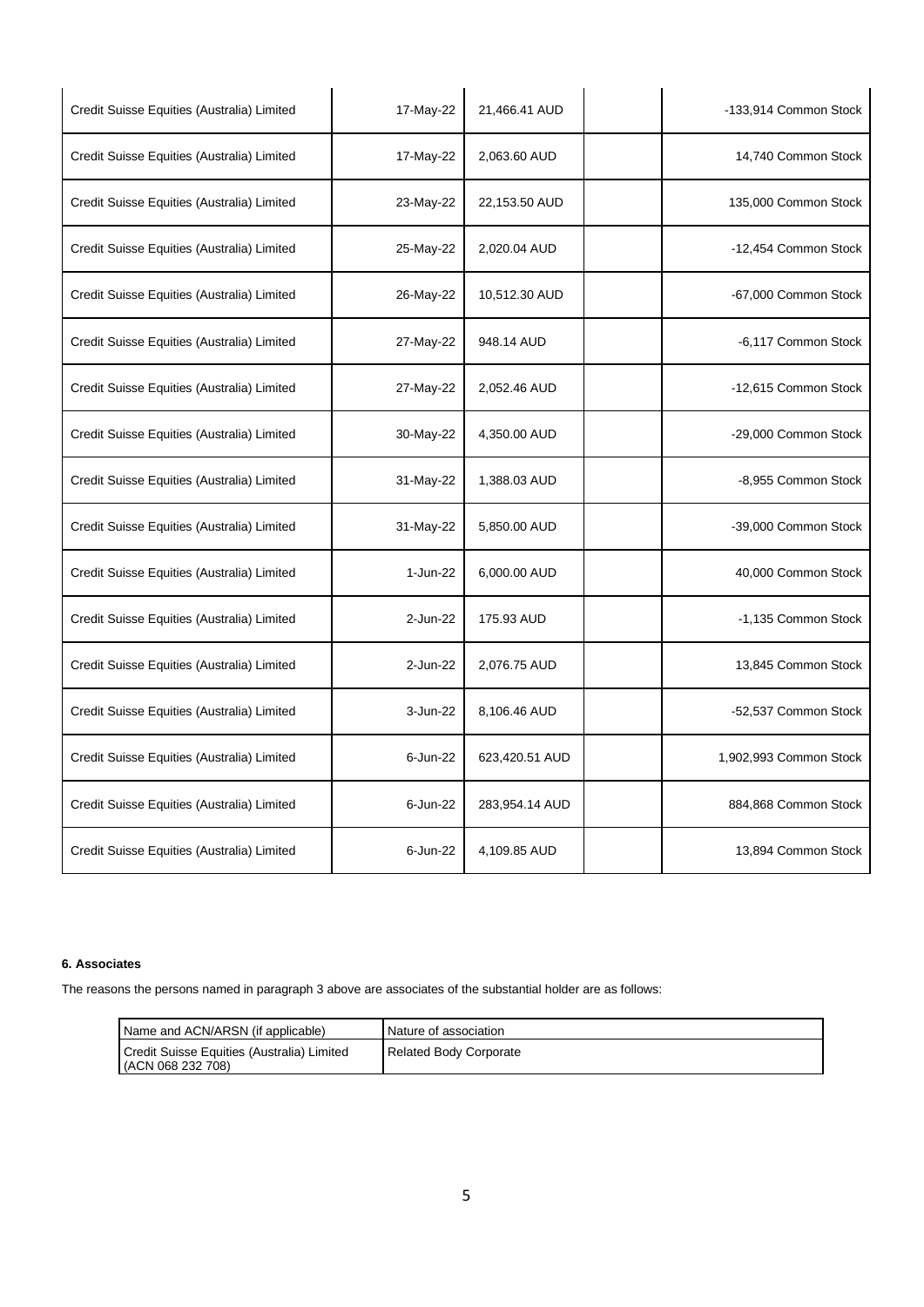| | | | | |
|---|---|---|---|---|
| Credit Suisse Equities (Australia) Limited | 17-May-22 | 21,466.41 AUD | | -133,914 Common Stock |
| Credit Suisse Equities (Australia) Limited | 17-May-22 | 2,063.60 AUD | | 14,740 Common Stock |
| Credit Suisse Equities (Australia) Limited | 23-May-22 | 22,153.50 AUD | | 135,000 Common Stock |
| Credit Suisse Equities (Australia) Limited | 25-May-22 | 2,020.04 AUD | | -12,454 Common Stock |
| Credit Suisse Equities (Australia) Limited | 26-May-22 | 10,512.30 AUD | | -67,000 Common Stock |
| Credit Suisse Equities (Australia) Limited | 27-May-22 | 948.14 AUD | | -6,117 Common Stock |
| Credit Suisse Equities (Australia) Limited | 27-May-22 | 2,052.46 AUD | | -12,615 Common Stock |
| Credit Suisse Equities (Australia) Limited | 30-May-22 | 4,350.00 AUD | | -29,000 Common Stock |
| Credit Suisse Equities (Australia) Limited | 31-May-22 | 1,388.03 AUD | | -8,955 Common Stock |
| Credit Suisse Equities (Australia) Limited | 31-May-22 | 5,850.00 AUD | | -39,000 Common Stock |
| Credit Suisse Equities (Australia) Limited | 1-Jun-22 | 6,000.00 AUD | | 40,000 Common Stock |
| Credit Suisse Equities (Australia) Limited | 2-Jun-22 | 175.93 AUD | | -1,135 Common Stock |
| Credit Suisse Equities (Australia) Limited | 2-Jun-22 | 2,076.75 AUD | | 13,845 Common Stock |
| Credit Suisse Equities (Australia) Limited | 3-Jun-22 | 8,106.46 AUD | | -52,537 Common Stock |
| Credit Suisse Equities (Australia) Limited | 6-Jun-22 | 623,420.51 AUD | | 1,902,993 Common Stock |
| Credit Suisse Equities (Australia) Limited | 6-Jun-22 | 283,954.14 AUD | | 884,868 Common Stock |
| Credit Suisse Equities (Australia) Limited | 6-Jun-22 | 4,109.85 AUD | | 13,894 Common Stock |

**6. Associates**

The reasons the persons named in paragraph 3 above are associates of the substantial holder are as follows:

| Name and ACN/ARSN (if applicable) | Nature of association |
|---|---|
| Credit Suisse Equities (Australia) Limited (ACN 068 232 708) | Related Body Corporate |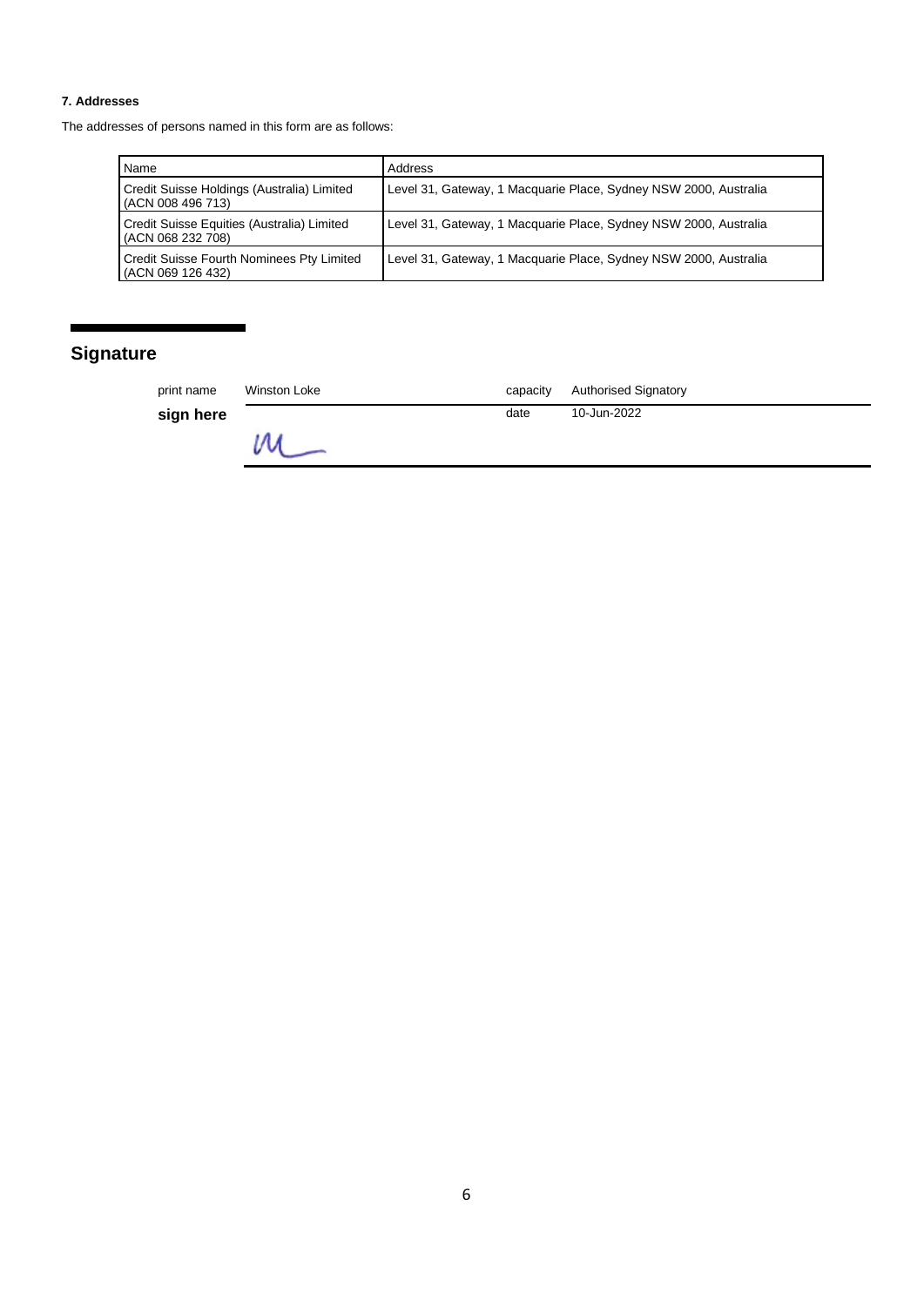#### 7. Addresses

The addresses of persons named in this form are as follows:

| Name | Address |
|---|---|
| Credit Suisse Holdings (Australia) Limited (ACN 008 496 713) | Level 31, Gateway, 1 Macquarie Place, Sydney NSW 2000, Australia |
| Credit Suisse Equities (Australia) Limited (ACN 068 232 708) | Level 31, Gateway, 1 Macquarie Place, Sydney NSW 2000, Australia |
| Credit Suisse Fourth Nominees Pty Limited (ACN 069 126 432) | Level 31, Gateway, 1 Macquarie Place, Sydney NSW 2000, Australia |

## Signature

| | | | |
|---|---|---|---|
| print name | Winston Loke | capacity | Authorised Signatory |
| **sign here** | | date | 10-Jun-2022 |